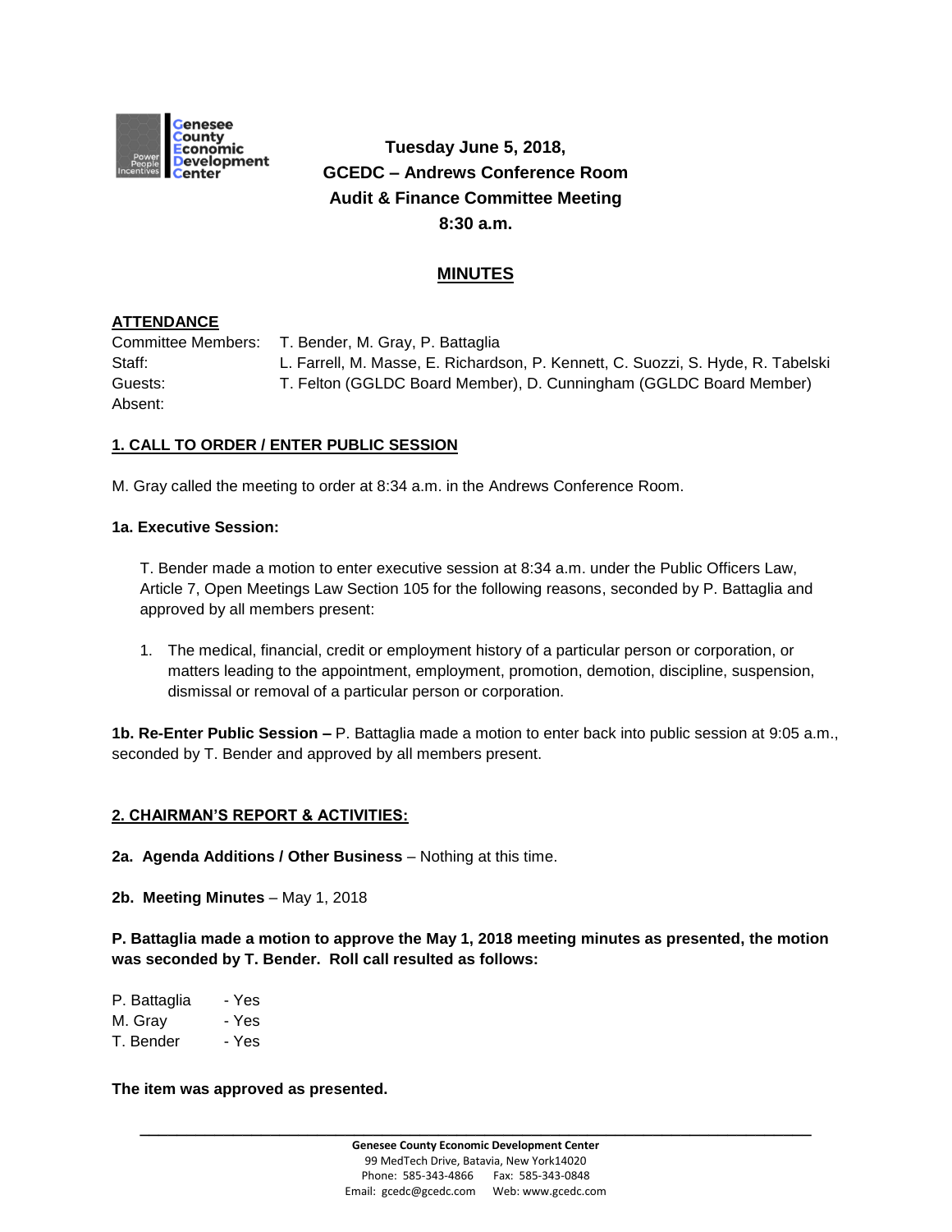Genesee County Economic Development Center

**Tuesday June 5, 2018,**
**GCEDC – Andrews Conference Room**
**Audit & Finance Committee Meeting**
**8:30 a.m.**

## MINUTES

**ATTENDANCE**

Committee Members: T. Bender, M. Gray, P. Battaglia
Staff: L. Farrell, M. Masse, E. Richardson, P. Kennett, C. Suozzi, S. Hyde, R. Tabelski
Guests: T. Felton (GGLDC Board Member), D. Cunningham (GGLDC Board Member)
Absent:

**1. CALL TO ORDER / ENTER PUBLIC SESSION**

M. Gray called the meeting to order at 8:34 a.m. in the Andrews Conference Room.

**1a. Executive Session:**

T. Bender made a motion to enter executive session at 8:34 a.m. under the Public Officers Law, Article 7, Open Meetings Law Section 105 for the following reasons, seconded by P. Battaglia and approved by all members present:

1. The medical, financial, credit or employment history of a particular person or corporation, or matters leading to the appointment, employment, promotion, demotion, discipline, suspension, dismissal or removal of a particular person or corporation.

**1b. Re-Enter Public Session –** P. Battaglia made a motion to enter back into public session at 9:05 a.m., seconded by T. Bender and approved by all members present.

**2. CHAIRMAN'S REPORT & ACTIVITIES:**

**2a. Agenda Additions / Other Business** – Nothing at this time.

**2b. Meeting Minutes** – May 1, 2018

**P. Battaglia made a motion to approve the May 1, 2018 meeting minutes as presented, the motion was seconded by T. Bender. Roll call resulted as follows:**

P. Battaglia - Yes
M. Gray - Yes
T. Bender - Yes

**The item was approved as presented.**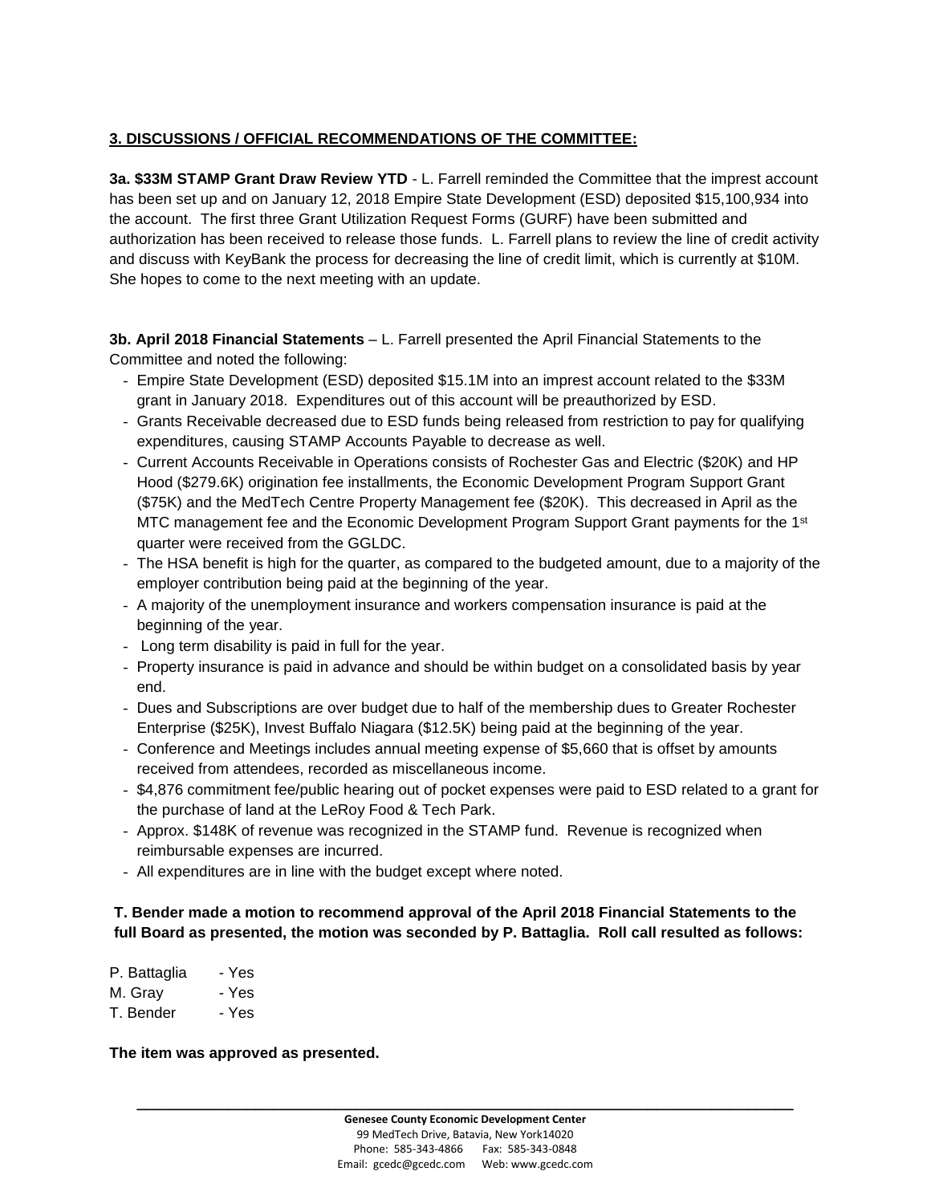## 3. DISCUSSIONS / OFFICIAL RECOMMENDATIONS OF THE COMMITTEE:

**3a. $33M STAMP Grant Draw Review YTD** - L. Farrell reminded the Committee that the imprest account has been set up and on January 12, 2018 Empire State Development (ESD) deposited $15,100,934 into the account. The first three Grant Utilization Request Forms (GURF) have been submitted and authorization has been received to release those funds. L. Farrell plans to review the line of credit activity and discuss with KeyBank the process for decreasing the line of credit limit, which is currently at $10M. She hopes to come to the next meeting with an update.

**3b. April 2018 Financial Statements** – L. Farrell presented the April Financial Statements to the Committee and noted the following:

- Empire State Development (ESD) deposited $15.1M into an imprest account related to the $33M grant in January 2018. Expenditures out of this account will be preauthorized by ESD.
- Grants Receivable decreased due to ESD funds being released from restriction to pay for qualifying expenditures, causing STAMP Accounts Payable to decrease as well.
- Current Accounts Receivable in Operations consists of Rochester Gas and Electric ($20K) and HP Hood ($279.6K) origination fee installments, the Economic Development Program Support Grant ($75K) and the MedTech Centre Property Management fee ($20K). This decreased in April as the MTC management fee and the Economic Development Program Support Grant payments for the 1st quarter were received from the GGLDC.
- The HSA benefit is high for the quarter, as compared to the budgeted amount, due to a majority of the employer contribution being paid at the beginning of the year.
- A majority of the unemployment insurance and workers compensation insurance is paid at the beginning of the year.
- Long term disability is paid in full for the year.
- Property insurance is paid in advance and should be within budget on a consolidated basis by year end.
- Dues and Subscriptions are over budget due to half of the membership dues to Greater Rochester Enterprise ($25K), Invest Buffalo Niagara ($12.5K) being paid at the beginning of the year.
- Conference and Meetings includes annual meeting expense of $5,660 that is offset by amounts received from attendees, recorded as miscellaneous income.
- $4,876 commitment fee/public hearing out of pocket expenses were paid to ESD related to a grant for the purchase of land at the LeRoy Food & Tech Park.
- Approx. $148K of revenue was recognized in the STAMP fund. Revenue is recognized when reimbursable expenses are incurred.
- All expenditures are in line with the budget except where noted.

**T. Bender made a motion to recommend approval of the April 2018 Financial Statements to the full Board as presented, the motion was seconded by P. Battaglia. Roll call resulted as follows:**

P. Battaglia - Yes
M. Gray - Yes
T. Bender - Yes

**The item was approved as presented.**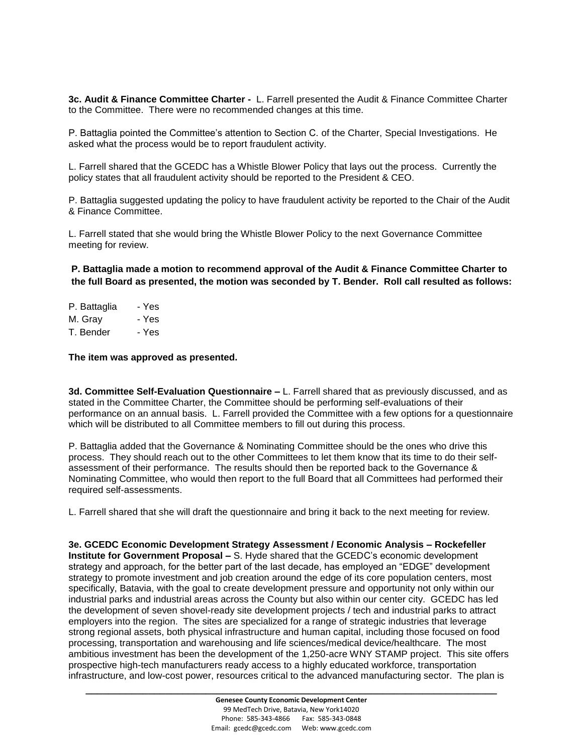**3c. Audit & Finance Committee Charter -** L. Farrell presented the Audit & Finance Committee Charter to the Committee. There were no recommended changes at this time.

P. Battaglia pointed the Committee's attention to Section C. of the Charter, Special Investigations. He asked what the process would be to report fraudulent activity.

L. Farrell shared that the GCEDC has a Whistle Blower Policy that lays out the process. Currently the policy states that all fraudulent activity should be reported to the President & CEO.

P. Battaglia suggested updating the policy to have fraudulent activity be reported to the Chair of the Audit & Finance Committee.

L. Farrell stated that she would bring the Whistle Blower Policy to the next Governance Committee meeting for review.

**P. Battaglia made a motion to recommend approval of the Audit & Finance Committee Charter to the full Board as presented, the motion was seconded by T. Bender. Roll call resulted as follows:**

P. Battaglia - Yes
M. Gray - Yes
T. Bender - Yes

**The item was approved as presented.**

**3d. Committee Self-Evaluation Questionnaire –** L. Farrell shared that as previously discussed, and as stated in the Committee Charter, the Committee should be performing self-evaluations of their performance on an annual basis. L. Farrell provided the Committee with a few options for a questionnaire which will be distributed to all Committee members to fill out during this process.

P. Battaglia added that the Governance & Nominating Committee should be the ones who drive this process. They should reach out to the other Committees to let them know that its time to do their self-assessment of their performance. The results should then be reported back to the Governance & Nominating Committee, who would then report to the full Board that all Committees had performed their required self-assessments.

L. Farrell shared that she will draft the questionnaire and bring it back to the next meeting for review.

**3e. GCEDC Economic Development Strategy Assessment / Economic Analysis – Rockefeller Institute for Government Proposal –** S. Hyde shared that the GCEDC's economic development strategy and approach, for the better part of the last decade, has employed an "EDGE" development strategy to promote investment and job creation around the edge of its core population centers, most specifically, Batavia, with the goal to create development pressure and opportunity not only within our industrial parks and industrial areas across the County but also within our center city. GCEDC has led the development of seven shovel-ready site development projects / tech and industrial parks to attract employers into the region. The sites are specialized for a range of strategic industries that leverage strong regional assets, both physical infrastructure and human capital, including those focused on food processing, transportation and warehousing and life sciences/medical device/healthcare. The most ambitious investment has been the development of the 1,250-acre WNY STAMP project. This site offers prospective high-tech manufacturers ready access to a highly educated workforce, transportation infrastructure, and low-cost power, resources critical to the advanced manufacturing sector. The plan is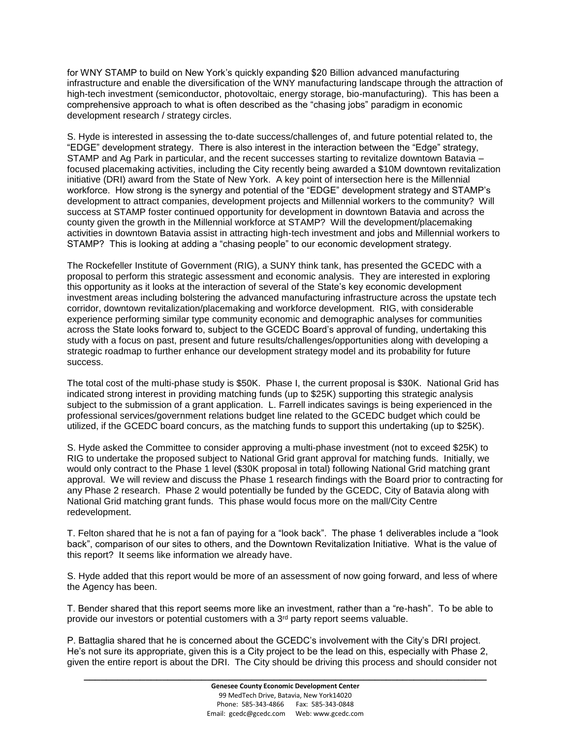for WNY STAMP to build on New York's quickly expanding $20 Billion advanced manufacturing infrastructure and enable the diversification of the WNY manufacturing landscape through the attraction of high-tech investment (semiconductor, photovoltaic, energy storage, bio-manufacturing). This has been a comprehensive approach to what is often described as the "chasing jobs" paradigm in economic development research / strategy circles.

S. Hyde is interested in assessing the to-date success/challenges of, and future potential related to, the "EDGE" development strategy. There is also interest in the interaction between the "Edge" strategy, STAMP and Ag Park in particular, and the recent successes starting to revitalize downtown Batavia – focused placemaking activities, including the City recently being awarded a $10M downtown revitalization initiative (DRI) award from the State of New York. A key point of intersection here is the Millennial workforce. How strong is the synergy and potential of the "EDGE" development strategy and STAMP's development to attract companies, development projects and Millennial workers to the community? Will success at STAMP foster continued opportunity for development in downtown Batavia and across the county given the growth in the Millennial workforce at STAMP? Will the development/placemaking activities in downtown Batavia assist in attracting high-tech investment and jobs and Millennial workers to STAMP? This is looking at adding a "chasing people" to our economic development strategy.

The Rockefeller Institute of Government (RIG), a SUNY think tank, has presented the GCEDC with a proposal to perform this strategic assessment and economic analysis. They are interested in exploring this opportunity as it looks at the interaction of several of the State's key economic development investment areas including bolstering the advanced manufacturing infrastructure across the upstate tech corridor, downtown revitalization/placemaking and workforce development. RIG, with considerable experience performing similar type community economic and demographic analyses for communities across the State looks forward to, subject to the GCEDC Board's approval of funding, undertaking this study with a focus on past, present and future results/challenges/opportunities along with developing a strategic roadmap to further enhance our development strategy model and its probability for future success.

The total cost of the multi-phase study is $50K. Phase I, the current proposal is $30K. National Grid has indicated strong interest in providing matching funds (up to $25K) supporting this strategic analysis subject to the submission of a grant application. L. Farrell indicates savings is being experienced in the professional services/government relations budget line related to the GCEDC budget which could be utilized, if the GCEDC board concurs, as the matching funds to support this undertaking (up to $25K).

S. Hyde asked the Committee to consider approving a multi-phase investment (not to exceed $25K) to RIG to undertake the proposed subject to National Grid grant approval for matching funds. Initially, we would only contract to the Phase 1 level ($30K proposal in total) following National Grid matching grant approval. We will review and discuss the Phase 1 research findings with the Board prior to contracting for any Phase 2 research. Phase 2 would potentially be funded by the GCEDC, City of Batavia along with National Grid matching grant funds. This phase would focus more on the mall/City Centre redevelopment.

T. Felton shared that he is not a fan of paying for a "look back". The phase 1 deliverables include a "look back", comparison of our sites to others, and the Downtown Revitalization Initiative. What is the value of this report? It seems like information we already have.

S. Hyde added that this report would be more of an assessment of now going forward, and less of where the Agency has been.

T. Bender shared that this report seems more like an investment, rather than a "re-hash". To be able to provide our investors or potential customers with a 3rd party report seems valuable.

P. Battaglia shared that he is concerned about the GCEDC's involvement with the City's DRI project. He's not sure its appropriate, given this is a City project to be the lead on this, especially with Phase 2, given the entire report is about the DRI. The City should be driving this process and should consider not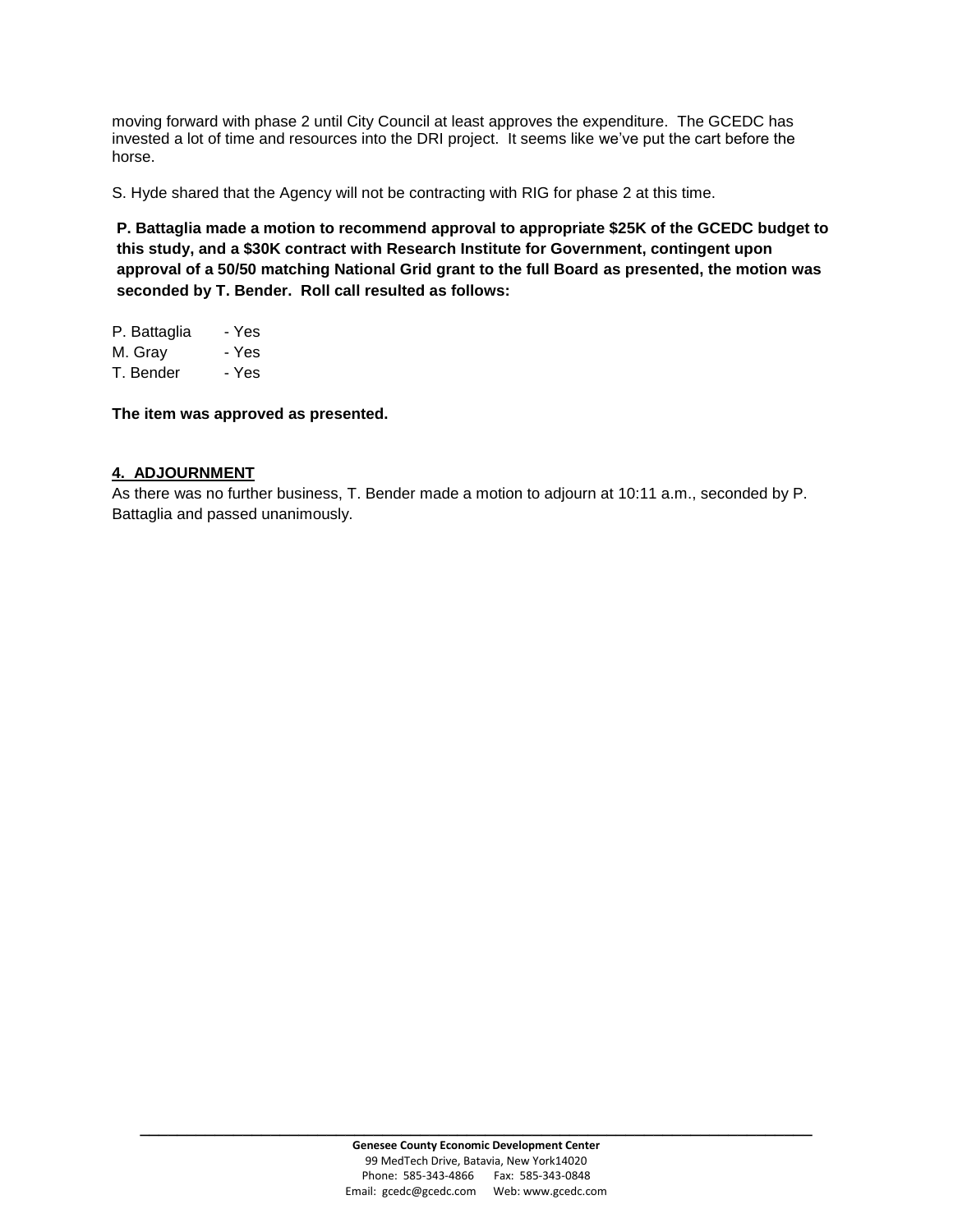moving forward with phase 2 until City Council at least approves the expenditure. The GCEDC has invested a lot of time and resources into the DRI project. It seems like we've put the cart before the horse.

S. Hyde shared that the Agency will not be contracting with RIG for phase 2 at this time.

**P. Battaglia made a motion to recommend approval to appropriate $25K of the GCEDC budget to this study, and a $30K contract with Research Institute for Government, contingent upon approval of a 50/50 matching National Grid grant to the full Board as presented, the motion was seconded by T. Bender. Roll call resulted as follows:**

P. Battaglia - Yes
M. Gray - Yes
T. Bender - Yes

**The item was approved as presented.**

## 4. ADJOURNMENT

As there was no further business, T. Bender made a motion to adjourn at 10:11 a.m., seconded by P. Battaglia and passed unanimously.